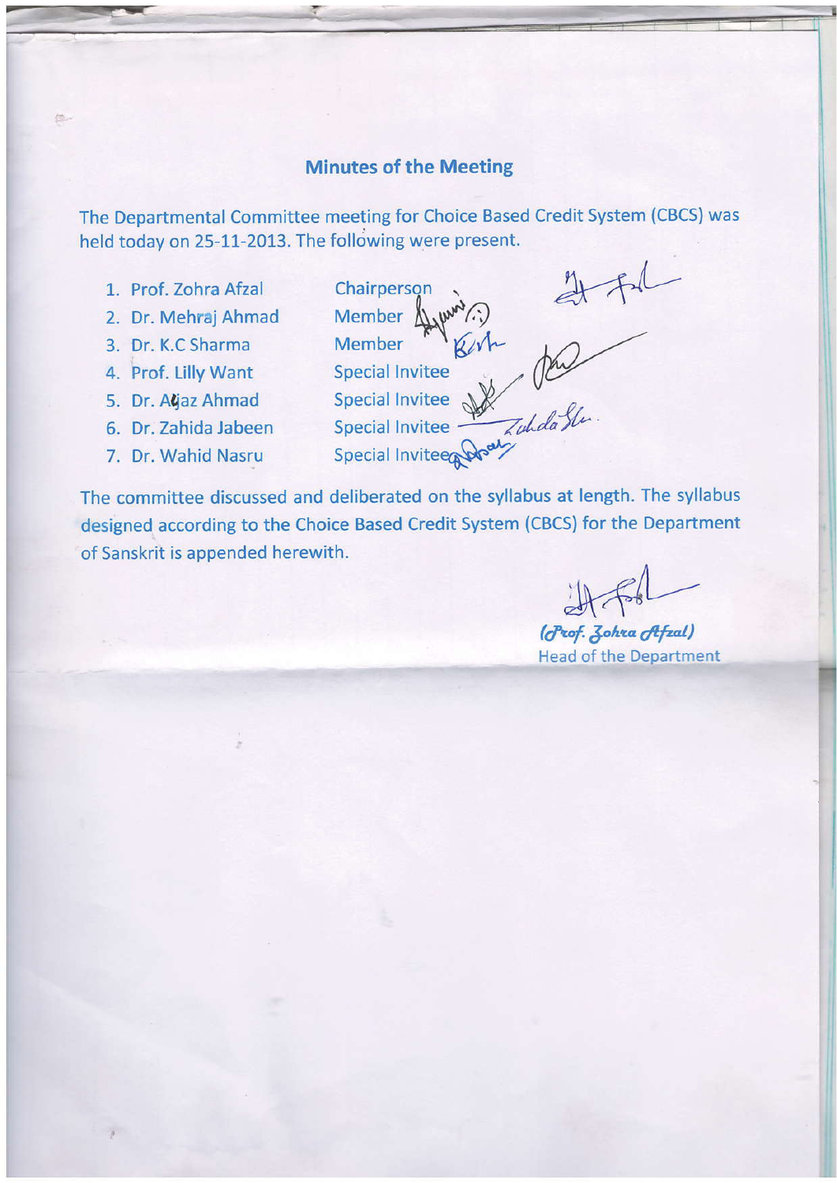## Minutes of the Meeting

The Departmental Committee meeting for Choice Based Credit System (CBCS) was held today on 25-11-2013. The following were present.

1. Prof. Zohra Afzal — Chairperson
2. Dr. Mehraj Ahmad — Member
3. Dr. K.C Sharma — Member
4. Prof. Lilly Want — Special Invitee
5. Dr. Aijaz Ahmad — Special Invitee
6. Dr. Zahida Jabeen — Special Invitee
7. Dr. Wahid Nasru — Special Invitee

The committee discussed and deliberated on the syllabus at length. The syllabus designed according to the Choice Based Credit System (CBCS) for the Department of Sanskrit is appended herewith.

*(Prof. Zohra Afzal)*
Head of the Department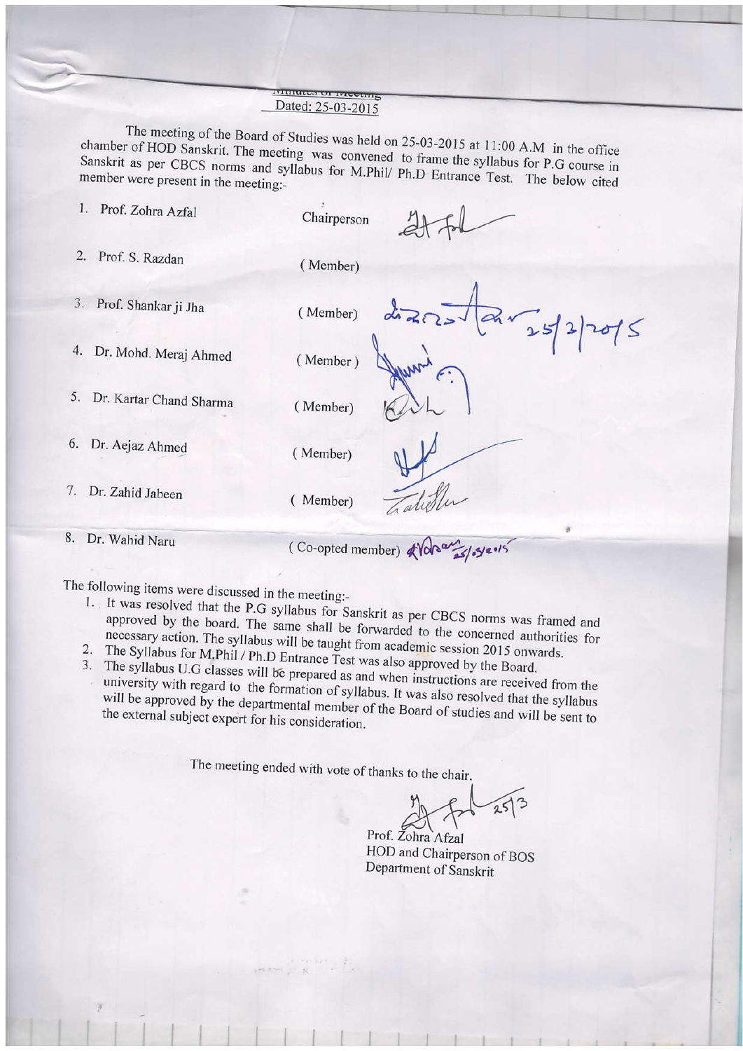Minutes of Meeting

Dated: 25-03-2015

The meeting of the Board of Studies was held on 25-03-2015 at 11:00 A.M in the office chamber of HOD Sanskrit. The meeting was convened to frame the syllabus for P.G course in Sanskrit as per CBCS norms and syllabus for M.Phil/ Ph.D Entrance Test. The below cited member were present in the meeting:-

| | | |
|---|---|---|
| 1. Prof. Zohra Azfal | Chairperson | |
| 2. Prof. S. Razdan | (Member) | |
| 3. Prof. Shankar ji Jha | (Member) | 25/3/2015 |
| 4. Dr. Mohd. Meraj Ahmed | (Member) | |
| 5. Dr. Kartar Chand Sharma | (Member) | |
| 6. Dr. Aejaz Ahmed | (Member) | |
| 7. Dr. Zahid Jabeen | (Member) | |
| 8. Dr. Wahid Naru | (Co-opted member) | 25/03/2015 |

The following items were discussed in the meeting:-

1. It was resolved that the P.G syllabus for Sanskrit as per CBCS norms was framed and approved by the board. The same shall be forwarded to the concerned authorities for necessary action. The syllabus will be taught from academic session 2015 onwards.
2. The Syllabus for M.Phil / Ph.D Entrance Test was also approved by the Board.
3. The syllabus U.G classes will be prepared as and when instructions are received from the university with regard to the formation of syllabus. It was also resolved that the syllabus will be approved by the departmental member of the Board of studies and will be sent to the external subject expert for his consideration.

The meeting ended with vote of thanks to the chair.

25/3

Prof. Zohra Afzal
HOD and Chairperson of BOS
Department of Sanskrit